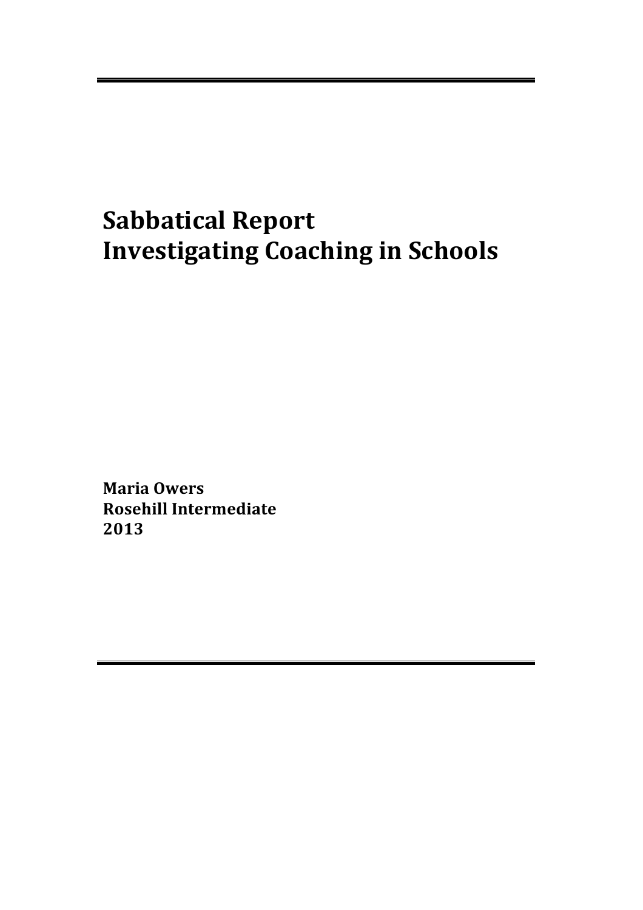# Sabbatical Report
# Investigating Coaching in Schools

**Maria Owers**
**Rosehill Intermediate**
**2013**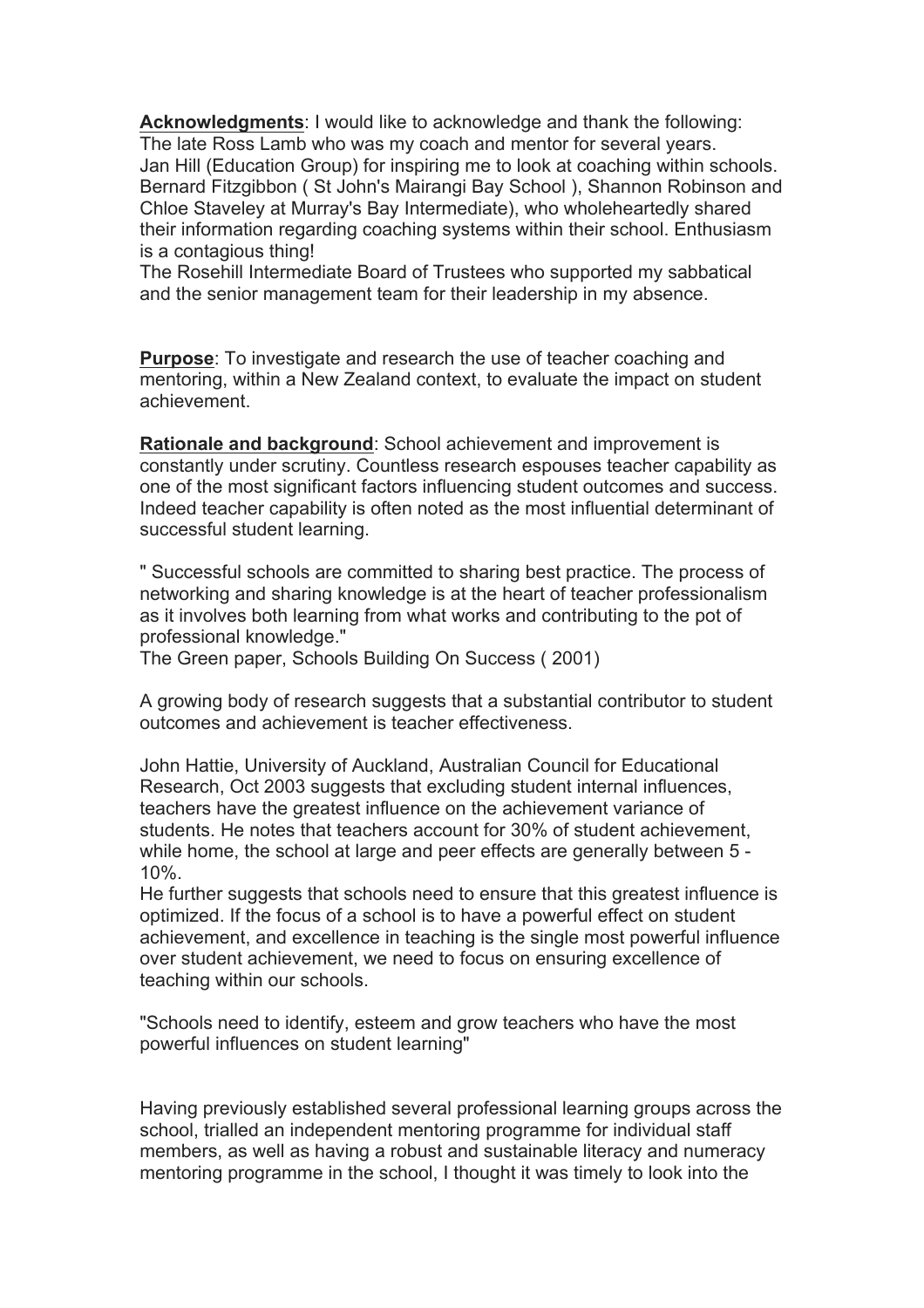**Acknowledgments**: I would like to acknowledge and thank the following:
The late Ross Lamb who was my coach and mentor for several years.
Jan Hill (Education Group) for inspiring me to look at coaching within schools.
Bernard Fitzgibbon ( St John's Mairangi Bay School ), Shannon Robinson and Chloe Staveley at Murray's Bay Intermediate), who wholeheartedly shared their information regarding coaching systems within their school. Enthusiasm is a contagious thing!
The Rosehill Intermediate Board of Trustees who supported my sabbatical and the senior management team for their leadership in my absence.

**Purpose**: To investigate and research the use of teacher coaching and mentoring, within a New Zealand context, to evaluate the impact on student achievement.

**Rationale and background**: School achievement and improvement is constantly under scrutiny. Countless research espouses teacher capability as one of the most significant factors influencing student outcomes and success. Indeed teacher capability is often noted as the most influential determinant of successful student learning.

" Successful schools are committed to sharing best practice. The process of networking and sharing knowledge is at the heart of teacher professionalism as it involves both learning from what works and contributing to the pot of professional knowledge."
The Green paper, Schools Building On Success ( 2001)

A growing body of research suggests that a substantial contributor to student outcomes and achievement is teacher effectiveness.

John Hattie, University of Auckland, Australian Council for Educational Research, Oct 2003 suggests that excluding student internal influences, teachers have the greatest influence on the achievement variance of students. He notes that teachers account for 30% of student achievement, while home, the school at large and peer effects are generally between 5 - 10%.
He further suggests that schools need to ensure that this greatest influence is optimized. If the focus of a school is to have a powerful effect on student achievement, and excellence in teaching is the single most powerful influence over student achievement, we need to focus on ensuring excellence of teaching within our schools.

"Schools need to identify, esteem and grow teachers who have the most powerful influences on student learning"

Having previously established several professional learning groups across the school, trialled an independent mentoring programme for individual staff members, as well as having a robust and sustainable literacy and numeracy mentoring programme in the school, I thought it was timely to look into the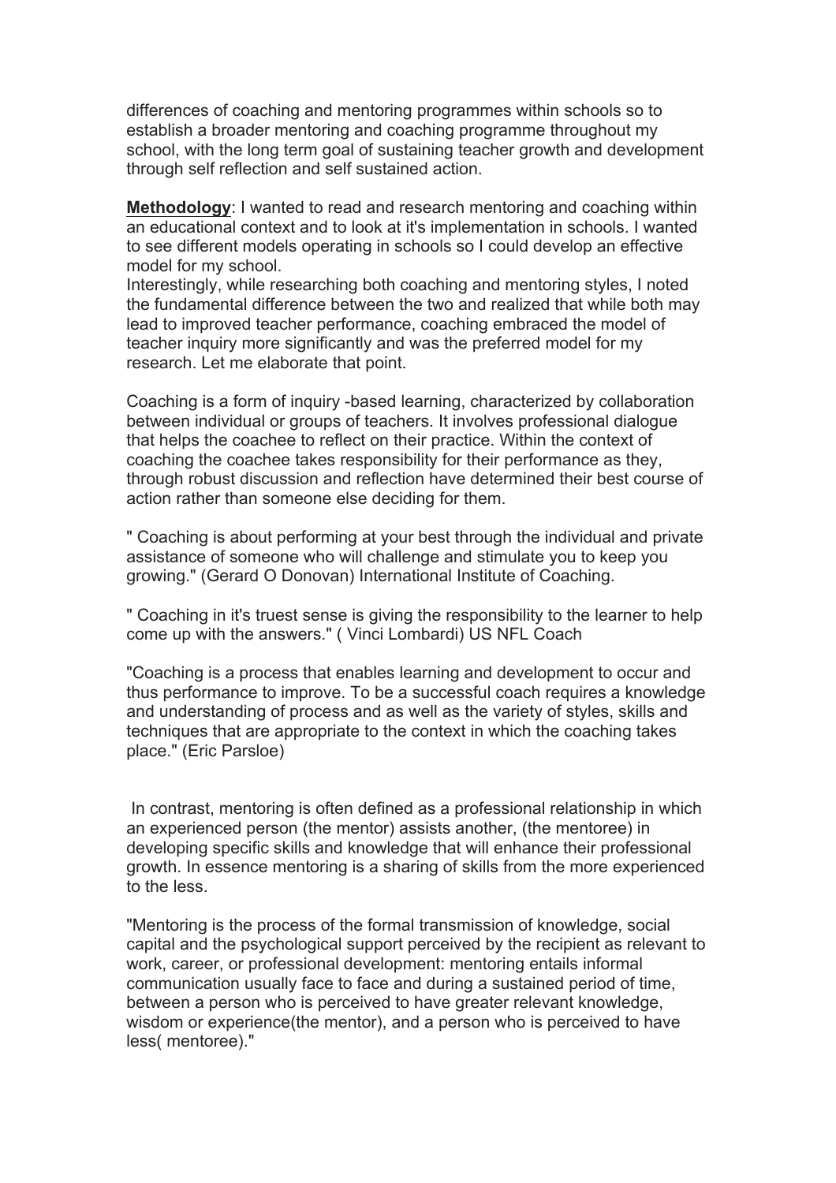differences of coaching and mentoring programmes within schools so to establish a broader mentoring and coaching programme throughout my school, with the long term goal of sustaining teacher growth and development through self reflection and self sustained action.

**Methodology**: I wanted to read and research mentoring and coaching within an educational context and to look at it's implementation in schools. I wanted to see different models operating in schools so I could develop an effective model for my school.
Interestingly, while researching both coaching and mentoring styles, I noted the fundamental difference between the two and realized that while both may lead to improved teacher performance, coaching embraced the model of teacher inquiry more significantly and was the preferred model for my research. Let me elaborate that point.

Coaching is a form of inquiry -based learning, characterized by collaboration between individual or groups of teachers. It involves professional dialogue that helps the coachee to reflect on their practice. Within the context of coaching the coachee takes responsibility for their performance as they, through robust discussion and reflection have determined their best course of action rather than someone else deciding for them.

" Coaching is about performing at your best through the individual and private assistance of someone who will challenge and stimulate you to keep you growing." (Gerard O Donovan) International Institute of Coaching.

" Coaching in it's truest sense is giving the responsibility to the learner to help come up with the answers." ( Vinci Lombardi) US NFL Coach

"Coaching is a process that enables learning and development to occur and thus performance to improve. To be a successful coach requires a knowledge and understanding of process and as well as the variety of styles, skills and techniques that are appropriate to the context in which the coaching takes place." (Eric Parsloe)

In contrast, mentoring is often defined as a professional relationship in which an experienced person (the mentor) assists another, (the mentoree) in developing specific skills and knowledge that will enhance their professional growth. In essence mentoring is a sharing of skills from the more experienced to the less.

"Mentoring is the process of the formal transmission of knowledge, social capital and the psychological support perceived by the recipient as relevant to work, career, or professional development: mentoring entails informal communication usually face to face and during a sustained period of time, between a person who is perceived to have greater relevant knowledge, wisdom or experience(the mentor), and a person who is perceived to have less( mentoree)."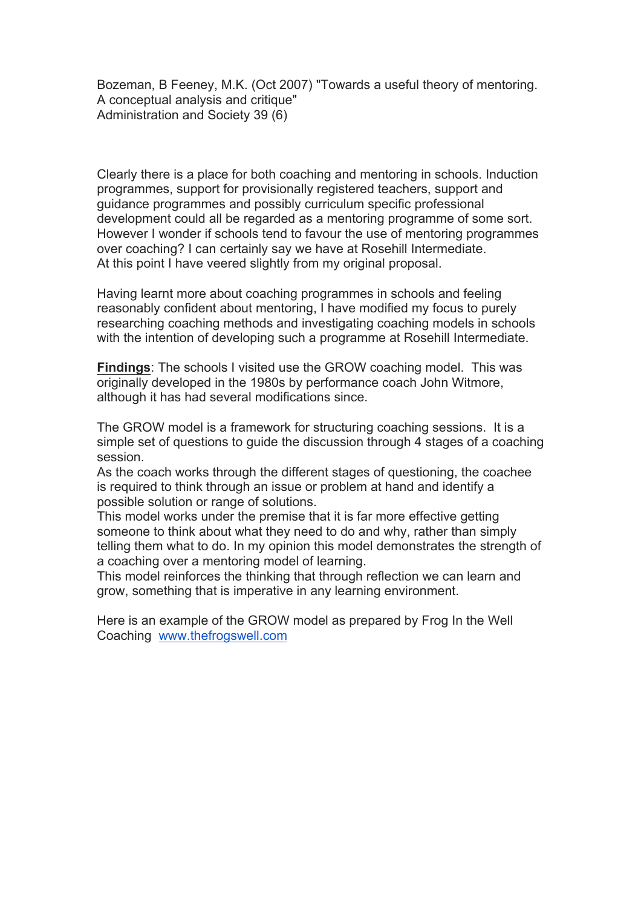Bozeman, B Feeney, M.K. (Oct 2007) "Towards a useful theory of mentoring. A conceptual analysis and critique"
Administration and Society 39 (6)

Clearly there is a place for both coaching and mentoring in schools. Induction programmes, support for provisionally registered teachers, support and guidance programmes and possibly curriculum specific professional development could all be regarded as a mentoring programme of some sort. However I wonder if schools tend to favour the use of mentoring programmes over coaching? I can certainly say we have at Rosehill Intermediate.
At this point I have veered slightly from my original proposal.

Having learnt more about coaching programmes in schools and feeling reasonably confident about mentoring, I have modified my focus to purely researching coaching methods and investigating coaching models in schools with the intention of developing such a programme at Rosehill Intermediate.

**Findings**: The schools I visited use the GROW coaching model. This was originally developed in the 1980s by performance coach John Witmore, although it has had several modifications since.

The GROW model is a framework for structuring coaching sessions. It is a simple set of questions to guide the discussion through 4 stages of a coaching session.
As the coach works through the different stages of questioning, the coachee is required to think through an issue or problem at hand and identify a possible solution or range of solutions.
This model works under the premise that it is far more effective getting someone to think about what they need to do and why, rather than simply telling them what to do. In my opinion this model demonstrates the strength of a coaching over a mentoring model of learning.
This model reinforces the thinking that through reflection we can learn and grow, something that is imperative in any learning environment.

Here is an example of the GROW model as prepared by Frog In the Well Coaching [www.thefrogswell.com](www.thefrogswell.com)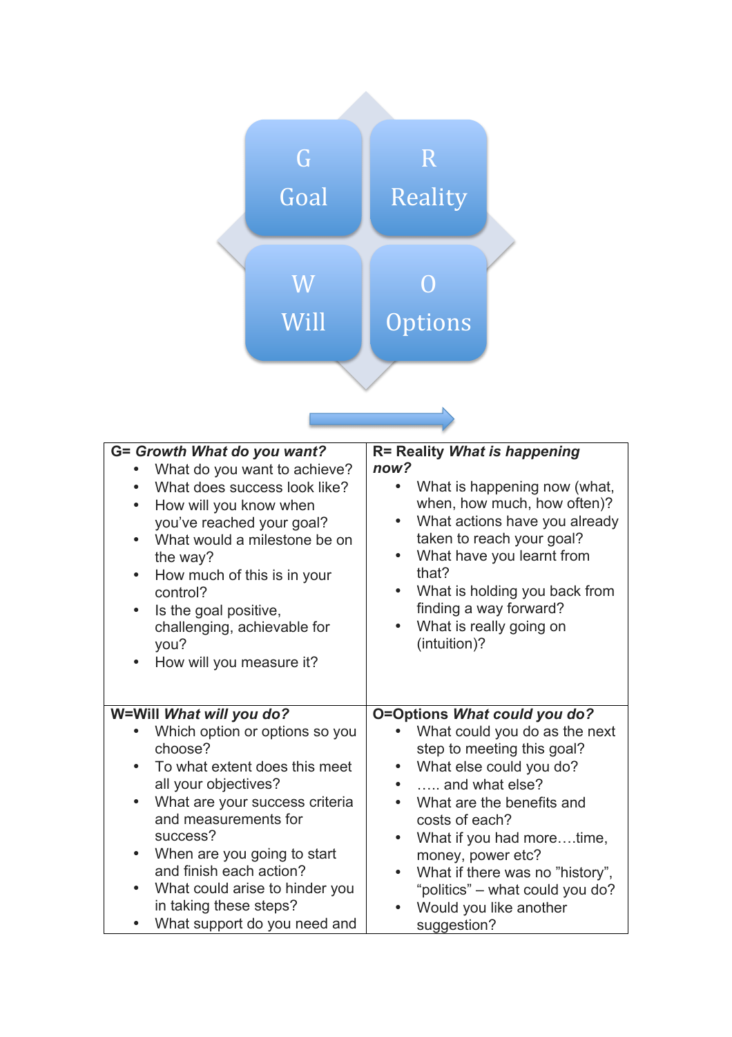G
Goal

R
Reality

W
Will

O
Options

| | |
|---|---|
| **G=** ***Growth What do you want?*** <br>• What do you want to achieve? <br>• What does success look like? <br>• How will you know when you've reached your goal? <br>• What would a milestone be on the way? <br>• How much of this is in your control? <br>• Is the goal positive, challenging, achievable for you? <br>• How will you measure it? | **R= Reality** ***What is happening now?*** <br>• What is happening now (what, when, how much, how often)? <br>• What actions have you already taken to reach your goal? <br>• What have you learnt from that? <br>• What is holding you back from finding a way forward? <br>• What is really going on (intuition)? |
| **W=Will** ***What will you do?*** <br>• Which option or options so you choose? <br>• To what extent does this meet all your objectives? <br>• What are your success criteria and measurements for success? <br>• When are you going to start and finish each action? <br>• What could arise to hinder you in taking these steps? <br>• What support do you need and | **O=Options** ***What could you do?*** <br>• What could you do as the next step to meeting this goal? <br>• What else could you do? <br>• ….. and what else? <br>• What are the benefits and costs of each? <br>• What if you had more….time, money, power etc? <br>• What if there was no "history", "politics" – what could you do? <br>• Would you like another suggestion? |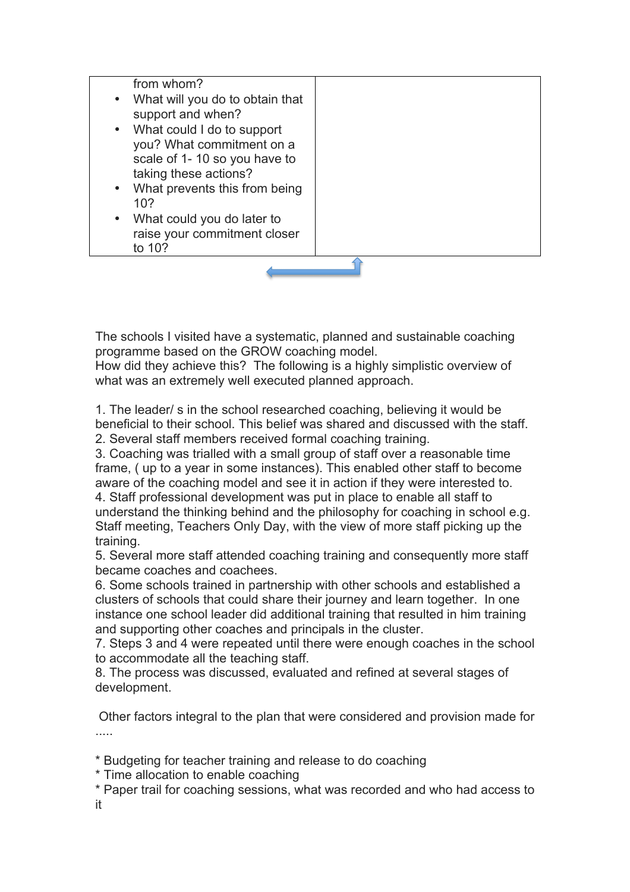| | |
|---|---|
| from whom?<br>• What will you do to obtain that support and when?<br>• What could I do to support you? What commitment on a scale of 1- 10 so you have to taking these actions?<br>• What prevents this from being 10?<br>• What could you do later to raise your commitment closer to 10? | |

The schools I visited have a systematic, planned and sustainable coaching programme based on the GROW coaching model.
How did they achieve this? The following is a highly simplistic overview of what was an extremely well executed planned approach.

1. The leader/ s in the school researched coaching, believing it would be beneficial to their school. This belief was shared and discussed with the staff.
2. Several staff members received formal coaching training.
3. Coaching was trialled with a small group of staff over a reasonable time frame, ( up to a year in some instances). This enabled other staff to become aware of the coaching model and see it in action if they were interested to.
4. Staff professional development was put in place to enable all staff to understand the thinking behind and the philosophy for coaching in school e.g. Staff meeting, Teachers Only Day, with the view of more staff picking up the training.
5. Several more staff attended coaching training and consequently more staff became coaches and coachees.
6. Some schools trained in partnership with other schools and established a clusters of schools that could share their journey and learn together. In one instance one school leader did additional training that resulted in him training and supporting other coaches and principals in the cluster.
7. Steps 3 and 4 were repeated until there were enough coaches in the school to accommodate all the teaching staff.
8. The process was discussed, evaluated and refined at several stages of development.

Other factors integral to the plan that were considered and provision made for .....

* Budgeting for teacher training and release to do coaching
* Time allocation to enable coaching
* Paper trail for coaching sessions, what was recorded and who had access to it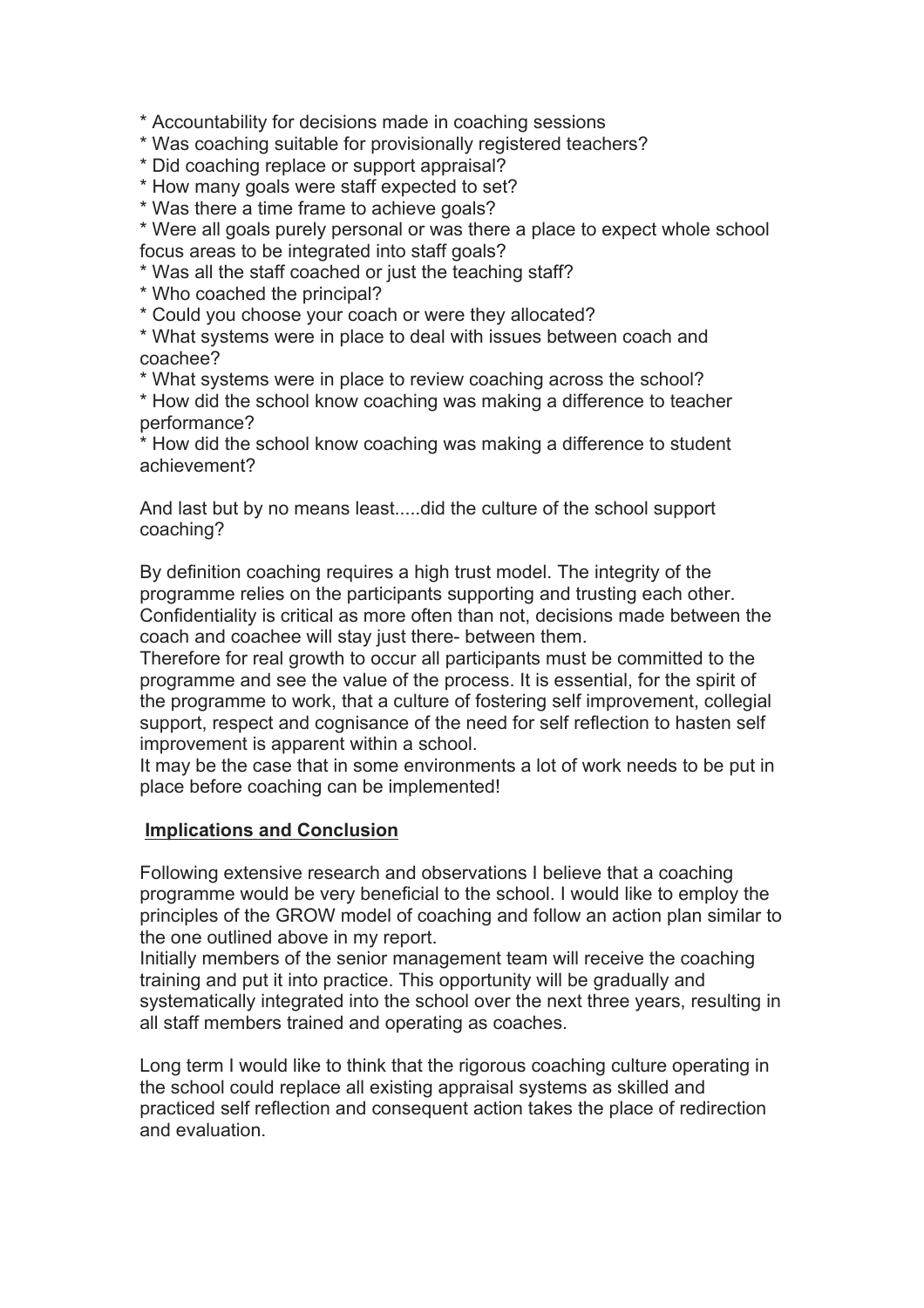* Accountability for decisions made in coaching sessions
* Was coaching suitable for provisionally registered teachers?
* Did coaching replace or support appraisal?
* How many goals were staff expected to set?
* Was there a time frame to achieve goals?
* Were all goals purely personal or was there a place to expect whole school focus areas to be integrated into staff goals?
* Was all the staff coached or just the teaching staff?
* Who coached the principal?
* Could you choose your coach or were they allocated?
* What systems were in place to deal with issues between coach and coachee?
* What systems were in place to review coaching across the school?
* How did the school know coaching was making a difference to teacher performance?
* How did the school know coaching was making a difference to student achievement?

And last but by no means least.....did the culture of the school support coaching?

By definition coaching requires a high trust model. The integrity of the programme relies on the participants supporting and trusting each other. Confidentiality is critical as more often than not, decisions made between the coach and coachee will stay just there- between them.
Therefore for real growth to occur all participants must be committed to the programme and see the value of the process. It is essential, for the spirit of the programme to work, that a culture of fostering self improvement, collegial support, respect and cognisance of the need for self reflection to hasten self improvement is apparent within a school.
It may be the case that in some environments a lot of work needs to be put in place before coaching can be implemented!

## **Implications and Conclusion**

Following extensive research and observations I believe that a coaching programme would be very beneficial to the school. I would like to employ the principles of the GROW model of coaching and follow an action plan similar to the one outlined above in my report.
Initially members of the senior management team will receive the coaching training and put it into practice. This opportunity will be gradually and systematically integrated into the school over the next three years, resulting in all staff members trained and operating as coaches.

Long term I would like to think that the rigorous coaching culture operating in the school could replace all existing appraisal systems as skilled and practiced self reflection and consequent action takes the place of redirection and evaluation.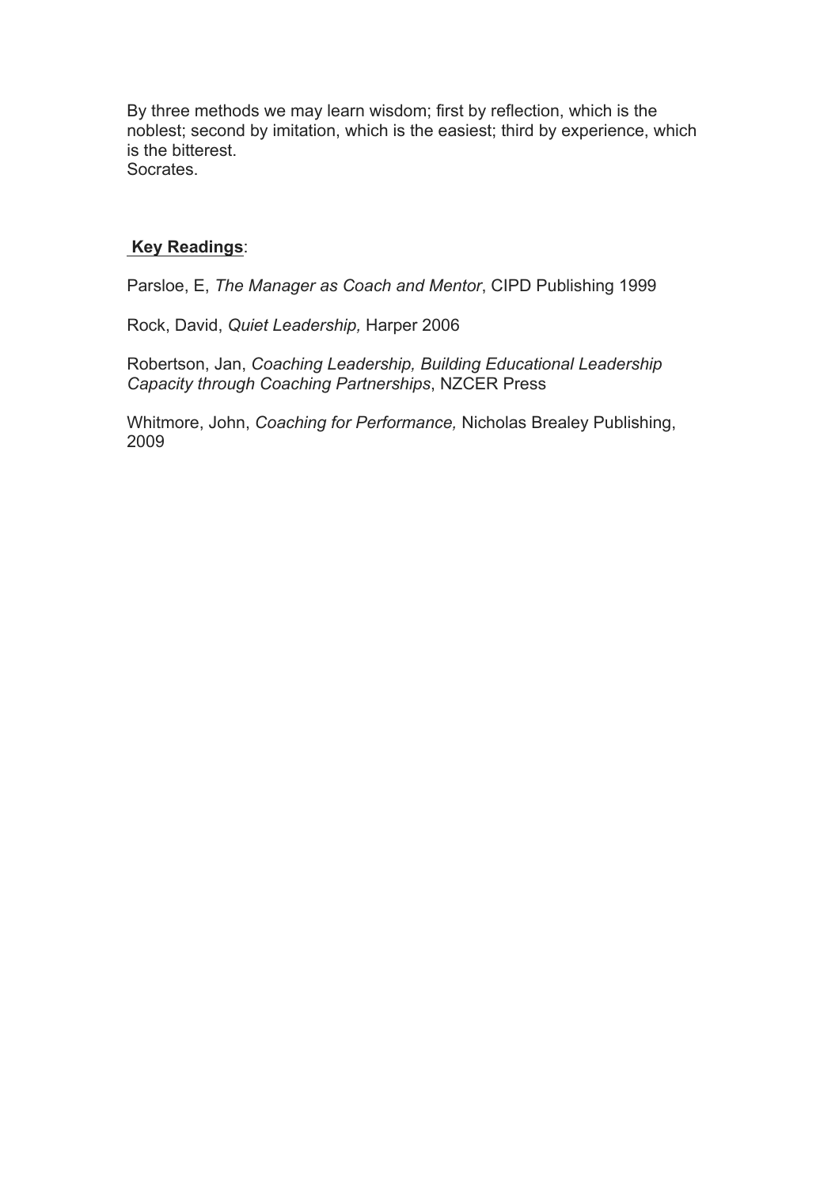By three methods we may learn wisdom; first by reflection, which is the noblest; second by imitation, which is the easiest; third by experience, which is the bitterest.
Socrates.

**Key Readings**:

Parsloe, E, *The Manager as Coach and Mentor*, CIPD Publishing 1999

Rock, David, *Quiet Leadership,* Harper 2006

Robertson, Jan, *Coaching Leadership, Building Educational Leadership Capacity through Coaching Partnerships*, NZCER Press

Whitmore, John, *Coaching for Performance,* Nicholas Brealey Publishing, 2009